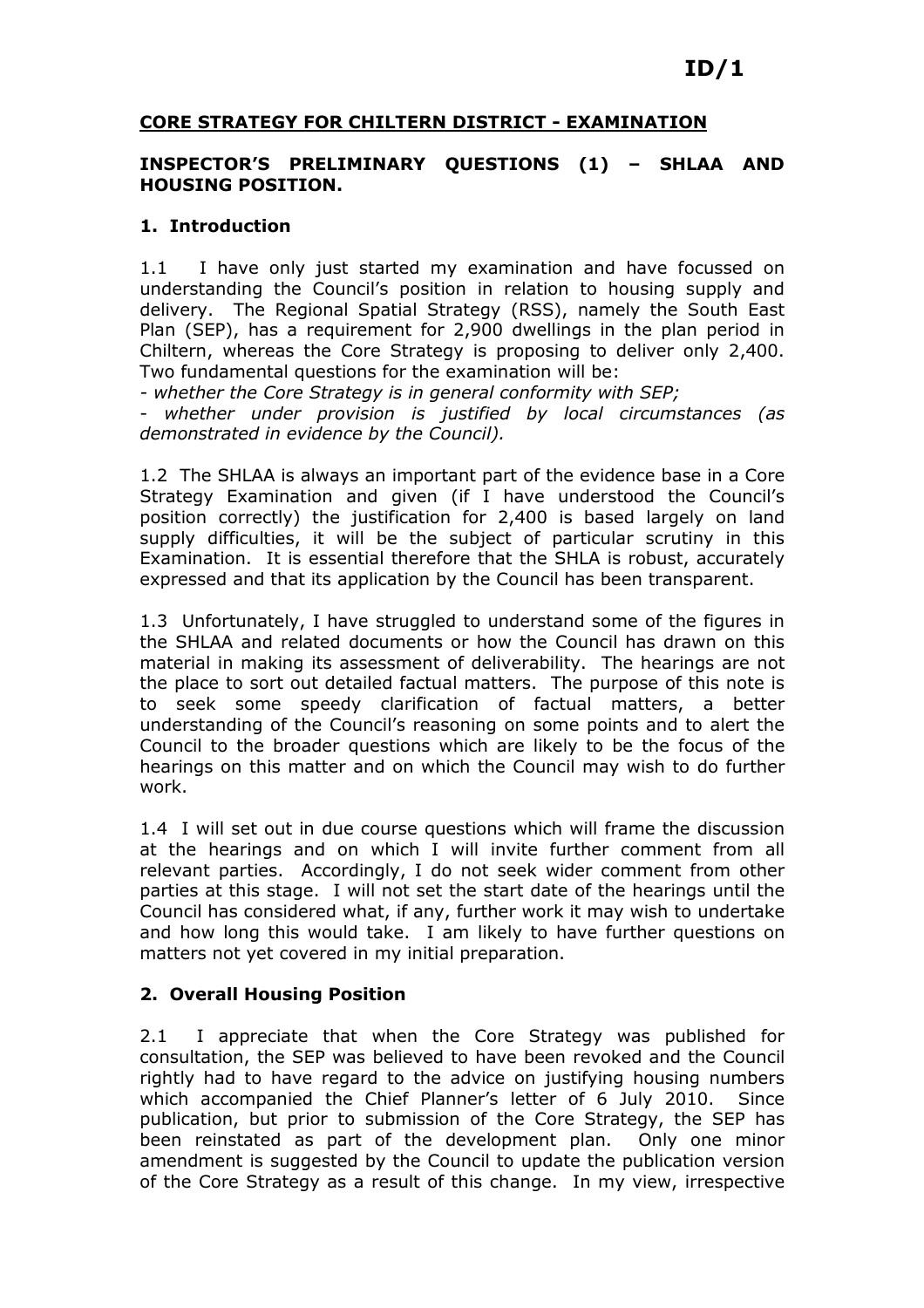**ID/1**

## CORE STRATEGY FOR CHILTERN DISTRICT - EXAMINATION

### INSPECTOR'S PRELIMINARY QUESTIONS (1) – SHLAA AND HOUSING POSITION.

### 1. Introduction

1.1 I have only just started my examination and have focussed on understanding the Council's position in relation to housing supply and delivery. The Regional Spatial Strategy (RSS), namely the South East Plan (SEP), has a requirement for 2,900 dwellings in the plan period in Chiltern, whereas the Core Strategy is proposing to deliver only 2,400. Two fundamental questions for the examination will be:

- *whether the Core Strategy is in general conformity with SEP;*
- *whether under provision is justified by local circumstances (as demonstrated in evidence by the Council).*

1.2 The SHLAA is always an important part of the evidence base in a Core Strategy Examination and given (if I have understood the Council's position correctly) the justification for 2,400 is based largely on land supply difficulties, it will be the subject of particular scrutiny in this Examination. It is essential therefore that the SHLA is robust, accurately expressed and that its application by the Council has been transparent.

1.3 Unfortunately, I have struggled to understand some of the figures in the SHLAA and related documents or how the Council has drawn on this material in making its assessment of deliverability. The hearings are not the place to sort out detailed factual matters. The purpose of this note is to seek some speedy clarification of factual matters, a better understanding of the Council's reasoning on some points and to alert the Council to the broader questions which are likely to be the focus of the hearings on this matter and on which the Council may wish to do further work.

1.4 I will set out in due course questions which will frame the discussion at the hearings and on which I will invite further comment from all relevant parties. Accordingly, I do not seek wider comment from other parties at this stage. I will not set the start date of the hearings until the Council has considered what, if any, further work it may wish to undertake and how long this would take. I am likely to have further questions on matters not yet covered in my initial preparation.

### 2. Overall Housing Position

2.1 I appreciate that when the Core Strategy was published for consultation, the SEP was believed to have been revoked and the Council rightly had to have regard to the advice on justifying housing numbers which accompanied the Chief Planner's letter of 6 July 2010. Since publication, but prior to submission of the Core Strategy, the SEP has been reinstated as part of the development plan. Only one minor amendment is suggested by the Council to update the publication version of the Core Strategy as a result of this change. In my view, irrespective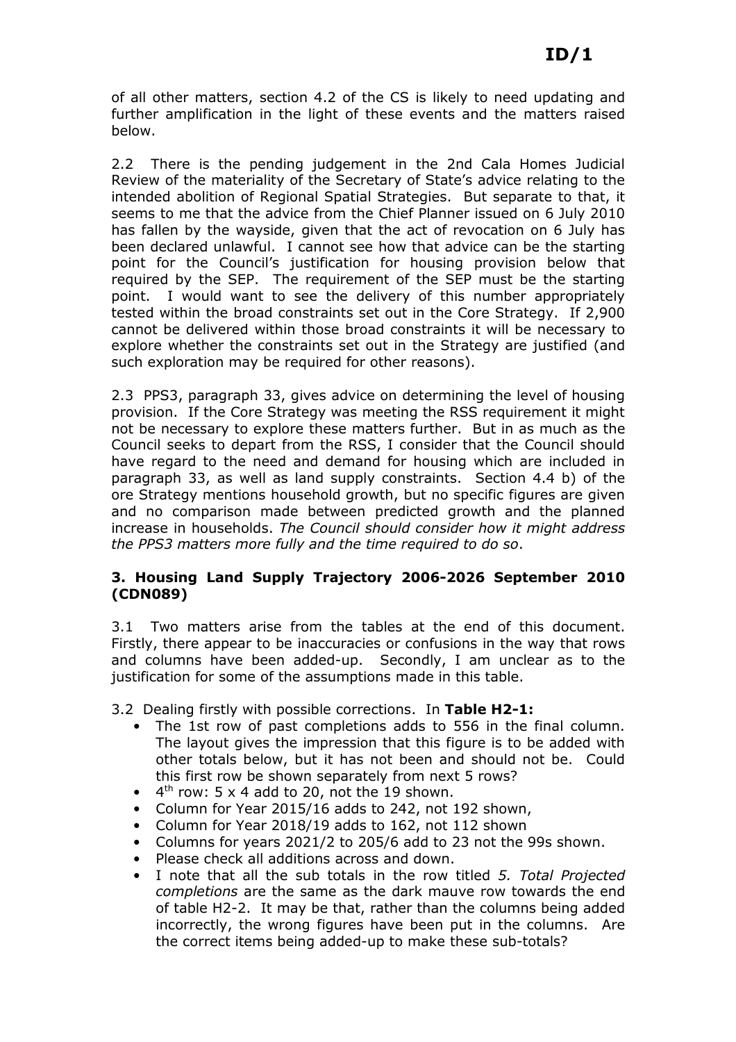of all other matters, section 4.2 of the CS is likely to need updating and further amplification in the light of these events and the matters raised below.

2.2 There is the pending judgement in the 2nd Cala Homes Judicial Review of the materiality of the Secretary of State's advice relating to the intended abolition of Regional Spatial Strategies. But separate to that, it seems to me that the advice from the Chief Planner issued on 6 July 2010 has fallen by the wayside, given that the act of revocation on 6 July has been declared unlawful. I cannot see how that advice can be the starting point for the Council's justification for housing provision below that required by the SEP. The requirement of the SEP must be the starting point. I would want to see the delivery of this number appropriately tested within the broad constraints set out in the Core Strategy. If 2,900 cannot be delivered within those broad constraints it will be necessary to explore whether the constraints set out in the Strategy are justified (and such exploration may be required for other reasons).

2.3 PPS3, paragraph 33, gives advice on determining the level of housing provision. If the Core Strategy was meeting the RSS requirement it might not be necessary to explore these matters further. But in as much as the Council seeks to depart from the RSS, I consider that the Council should have regard to the need and demand for housing which are included in paragraph 33, as well as land supply constraints. Section 4.4 b) of the ore Strategy mentions household growth, but no specific figures are given and no comparison made between predicted growth and the planned increase in households. *The Council should consider how it might address the PPS3 matters more fully and the time required to do so*.

### 3. Housing Land Supply Trajectory 2006-2026 September 2010 (CDN089)

3.1 Two matters arise from the tables at the end of this document. Firstly, there appear to be inaccuracies or confusions in the way that rows and columns have been added-up. Secondly, I am unclear as to the justification for some of the assumptions made in this table.

3.2 Dealing firstly with possible corrections. In **Table H2-1:**

- The 1st row of past completions adds to 556 in the final column. The layout gives the impression that this figure is to be added with other totals below, but it has not been and should not be. Could this first row be shown separately from next 5 rows?
- 4th row: 5 x 4 add to 20, not the 19 shown.
- Column for Year 2015/16 adds to 242, not 192 shown,
- Column for Year 2018/19 adds to 162, not 112 shown
- Columns for years 2021/2 to 205/6 add to 23 not the 99s shown.
- Please check all additions across and down.
- I note that all the sub totals in the row titled *5. Total Projected completions* are the same as the dark mauve row towards the end of table H2-2. It may be that, rather than the columns being added incorrectly, the wrong figures have been put in the columns. Are the correct items being added-up to make these sub-totals?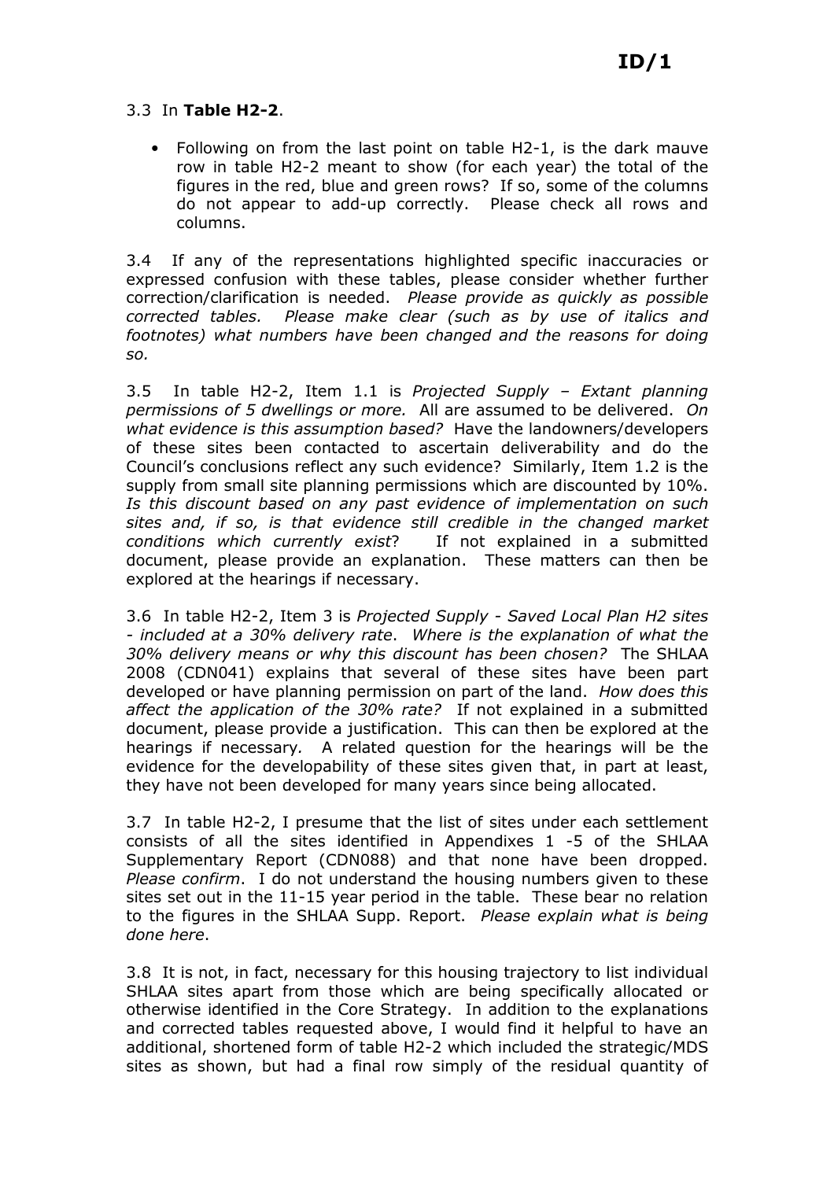3.3 In **Table H2-2**.

- Following on from the last point on table H2-1, is the dark mauve row in table H2-2 meant to show (for each year) the total of the figures in the red, blue and green rows? If so, some of the columns do not appear to add-up correctly. Please check all rows and columns.

3.4 If any of the representations highlighted specific inaccuracies or expressed confusion with these tables, please consider whether further correction/clarification is needed. *Please provide as quickly as possible corrected tables. Please make clear (such as by use of italics and footnotes) what numbers have been changed and the reasons for doing so.*

3.5 In table H2-2, Item 1.1 is *Projected Supply – Extant planning permissions of 5 dwellings or more.* All are assumed to be delivered. *On what evidence is this assumption based?* Have the landowners/developers of these sites been contacted to ascertain deliverability and do the Council's conclusions reflect any such evidence? Similarly, Item 1.2 is the supply from small site planning permissions which are discounted by 10%. *Is this discount based on any past evidence of implementation on such sites and, if so, is that evidence still credible in the changed market conditions which currently exist*? If not explained in a submitted document, please provide an explanation. These matters can then be explored at the hearings if necessary.

3.6 In table H2-2, Item 3 is *Projected Supply - Saved Local Plan H2 sites - included at a 30% delivery rate*. *Where is the explanation of what the 30% delivery means or why this discount has been chosen?* The SHLAA 2008 (CDN041) explains that several of these sites have been part developed or have planning permission on part of the land. *How does this affect the application of the 30% rate?* If not explained in a submitted document, please provide a justification. This can then be explored at the hearings if necessary*.* A related question for the hearings will be the evidence for the developability of these sites given that, in part at least, they have not been developed for many years since being allocated.

3.7 In table H2-2, I presume that the list of sites under each settlement consists of all the sites identified in Appendixes 1 -5 of the SHLAA Supplementary Report (CDN088) and that none have been dropped. *Please confirm*. I do not understand the housing numbers given to these sites set out in the 11-15 year period in the table. These bear no relation to the figures in the SHLAA Supp. Report. *Please explain what is being done here*.

3.8 It is not, in fact, necessary for this housing trajectory to list individual SHLAA sites apart from those which are being specifically allocated or otherwise identified in the Core Strategy. In addition to the explanations and corrected tables requested above, I would find it helpful to have an additional, shortened form of table H2-2 which included the strategic/MDS sites as shown, but had a final row simply of the residual quantity of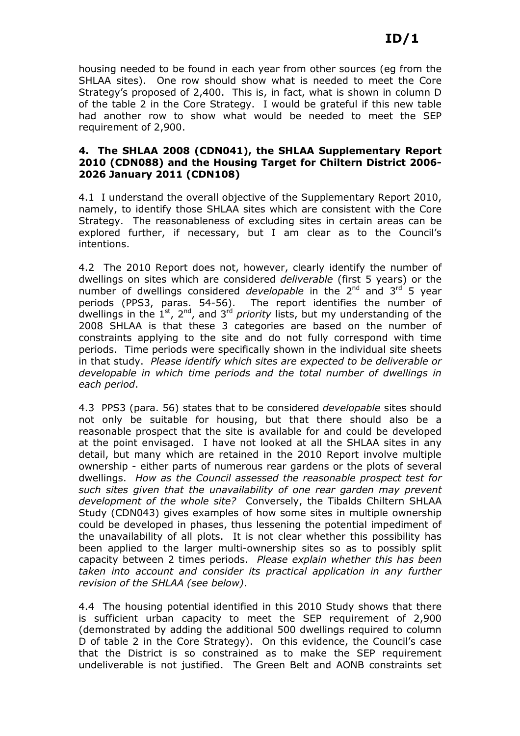housing needed to be found in each year from other sources (eg from the SHLAA sites). One row should show what is needed to meet the Core Strategy's proposed of 2,400. This is, in fact, what is shown in column D of the table 2 in the Core Strategy. I would be grateful if this new table had another row to show what would be needed to meet the SEP requirement of 2,900.

### 4. The SHLAA 2008 (CDN041), the SHLAA Supplementary Report 2010 (CDN088) and the Housing Target for Chiltern District 2006-2026 January 2011 (CDN108)

4.1 I understand the overall objective of the Supplementary Report 2010, namely, to identify those SHLAA sites which are consistent with the Core Strategy. The reasonableness of excluding sites in certain areas can be explored further, if necessary, but I am clear as to the Council's intentions.

4.2 The 2010 Report does not, however, clearly identify the number of dwellings on sites which are considered *deliverable* (first 5 years) or the number of dwellings considered *developable* in the 2nd and 3rd 5 year periods (PPS3, paras. 54-56). The report identifies the number of dwellings in the 1st, 2nd, and 3rd *priority* lists, but my understanding of the 2008 SHLAA is that these 3 categories are based on the number of constraints applying to the site and do not fully correspond with time periods. Time periods were specifically shown in the individual site sheets in that study. *Please identify which sites are expected to be deliverable or developable in which time periods and the total number of dwellings in each period*.

4.3 PPS3 (para. 56) states that to be considered *developable* sites should not only be suitable for housing, but that there should also be a reasonable prospect that the site is available for and could be developed at the point envisaged. I have not looked at all the SHLAA sites in any detail, but many which are retained in the 2010 Report involve multiple ownership - either parts of numerous rear gardens or the plots of several dwellings. *How as the Council assessed the reasonable prospect test for such sites given that the unavailability of one rear garden may prevent development of the whole site?* Conversely, the Tibalds Chiltern SHLAA Study (CDN043) gives examples of how some sites in multiple ownership could be developed in phases, thus lessening the potential impediment of the unavailability of all plots. It is not clear whether this possibility has been applied to the larger multi-ownership sites so as to possibly split capacity between 2 times periods. *Please explain whether this has been taken into account and consider its practical application in any further revision of the SHLAA (see below)*.

4.4 The housing potential identified in this 2010 Study shows that there is sufficient urban capacity to meet the SEP requirement of 2,900 (demonstrated by adding the additional 500 dwellings required to column D of table 2 in the Core Strategy). On this evidence, the Council's case that the District is so constrained as to make the SEP requirement undeliverable is not justified. The Green Belt and AONB constraints set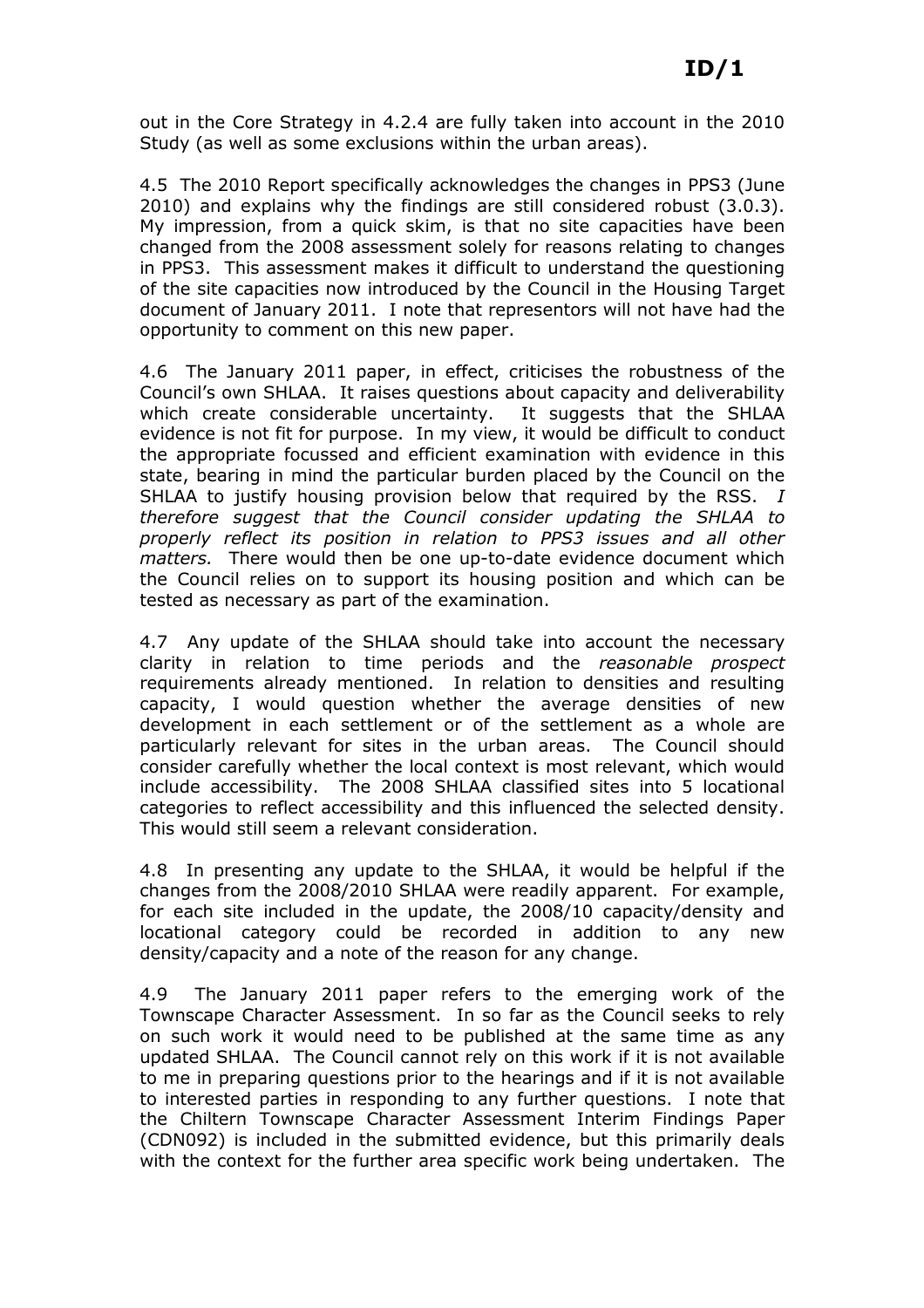out in the Core Strategy in 4.2.4 are fully taken into account in the 2010 Study (as well as some exclusions within the urban areas).

4.5 The 2010 Report specifically acknowledges the changes in PPS3 (June 2010) and explains why the findings are still considered robust (3.0.3). My impression, from a quick skim, is that no site capacities have been changed from the 2008 assessment solely for reasons relating to changes in PPS3. This assessment makes it difficult to understand the questioning of the site capacities now introduced by the Council in the Housing Target document of January 2011. I note that representors will not have had the opportunity to comment on this new paper.

4.6 The January 2011 paper, in effect, criticises the robustness of the Council's own SHLAA. It raises questions about capacity and deliverability which create considerable uncertainty. It suggests that the SHLAA evidence is not fit for purpose. In my view, it would be difficult to conduct the appropriate focussed and efficient examination with evidence in this state, bearing in mind the particular burden placed by the Council on the SHLAA to justify housing provision below that required by the RSS. *I therefore suggest that the Council consider updating the SHLAA to properly reflect its position in relation to PPS3 issues and all other matters.* There would then be one up-to-date evidence document which the Council relies on to support its housing position and which can be tested as necessary as part of the examination.

4.7 Any update of the SHLAA should take into account the necessary clarity in relation to time periods and the *reasonable prospect* requirements already mentioned. In relation to densities and resulting capacity, I would question whether the average densities of new development in each settlement or of the settlement as a whole are particularly relevant for sites in the urban areas. The Council should consider carefully whether the local context is most relevant, which would include accessibility. The 2008 SHLAA classified sites into 5 locational categories to reflect accessibility and this influenced the selected density. This would still seem a relevant consideration.

4.8 In presenting any update to the SHLAA, it would be helpful if the changes from the 2008/2010 SHLAA were readily apparent. For example, for each site included in the update, the 2008/10 capacity/density and locational category could be recorded in addition to any new density/capacity and a note of the reason for any change.

4.9 The January 2011 paper refers to the emerging work of the Townscape Character Assessment. In so far as the Council seeks to rely on such work it would need to be published at the same time as any updated SHLAA. The Council cannot rely on this work if it is not available to me in preparing questions prior to the hearings and if it is not available to interested parties in responding to any further questions. I note that the Chiltern Townscape Character Assessment Interim Findings Paper (CDN092) is included in the submitted evidence, but this primarily deals with the context for the further area specific work being undertaken. The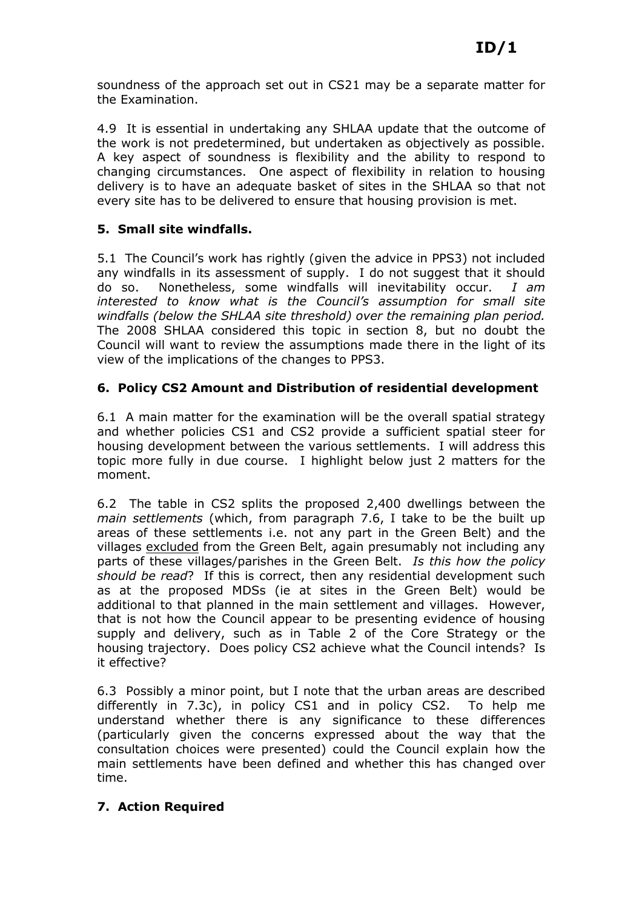soundness of the approach set out in CS21 may be a separate matter for the Examination.

4.9 It is essential in undertaking any SHLAA update that the outcome of the work is not predetermined, but undertaken as objectively as possible. A key aspect of soundness is flexibility and the ability to respond to changing circumstances. One aspect of flexibility in relation to housing delivery is to have an adequate basket of sites in the SHLAA so that not every site has to be delivered to ensure that housing provision is met.

## 5. Small site windfalls.

5.1 The Council's work has rightly (given the advice in PPS3) not included any windfalls in its assessment of supply. I do not suggest that it should do so. Nonetheless, some windfalls will inevitability occur. *I am interested to know what is the Council's assumption for small site windfalls (below the SHLAA site threshold) over the remaining plan period.* The 2008 SHLAA considered this topic in section 8, but no doubt the Council will want to review the assumptions made there in the light of its view of the implications of the changes to PPS3.

## 6. Policy CS2 Amount and Distribution of residential development

6.1 A main matter for the examination will be the overall spatial strategy and whether policies CS1 and CS2 provide a sufficient spatial steer for housing development between the various settlements. I will address this topic more fully in due course. I highlight below just 2 matters for the moment.

6.2 The table in CS2 splits the proposed 2,400 dwellings between the *main settlements* (which, from paragraph 7.6, I take to be the built up areas of these settlements i.e. not any part in the Green Belt) and the villages <u>excluded</u> from the Green Belt, again presumably not including any parts of these villages/parishes in the Green Belt. *Is this how the policy should be read*? If this is correct, then any residential development such as at the proposed MDSs (ie at sites in the Green Belt) would be additional to that planned in the main settlement and villages. However, that is not how the Council appear to be presenting evidence of housing supply and delivery, such as in Table 2 of the Core Strategy or the housing trajectory. Does policy CS2 achieve what the Council intends? Is it effective?

6.3 Possibly a minor point, but I note that the urban areas are described differently in 7.3c), in policy CS1 and in policy CS2. To help me understand whether there is any significance to these differences (particularly given the concerns expressed about the way that the consultation choices were presented) could the Council explain how the main settlements have been defined and whether this has changed over time.

## 7. Action Required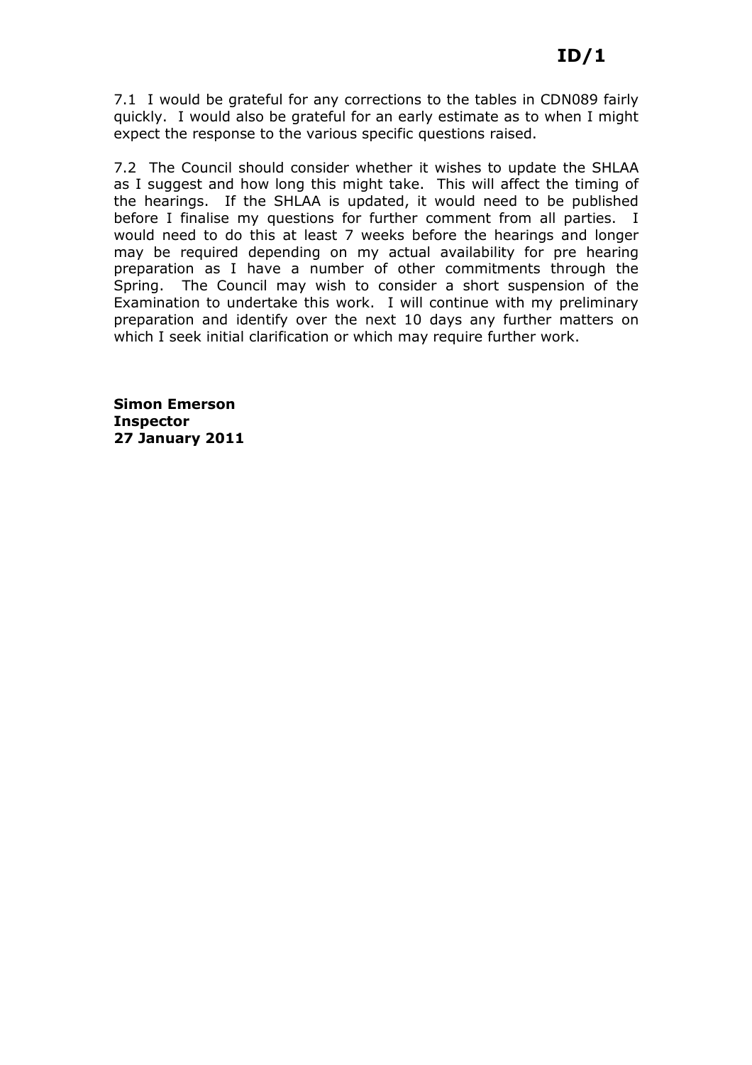7.1 I would be grateful for any corrections to the tables in CDN089 fairly quickly. I would also be grateful for an early estimate as to when I might expect the response to the various specific questions raised.

7.2 The Council should consider whether it wishes to update the SHLAA as I suggest and how long this might take. This will affect the timing of the hearings. If the SHLAA is updated, it would need to be published before I finalise my questions for further comment from all parties. I would need to do this at least 7 weeks before the hearings and longer may be required depending on my actual availability for pre hearing preparation as I have a number of other commitments through the Spring. The Council may wish to consider a short suspension of the Examination to undertake this work. I will continue with my preliminary preparation and identify over the next 10 days any further matters on which I seek initial clarification or which may require further work.

**Simon Emerson**
**Inspector**
**27 January 2011**